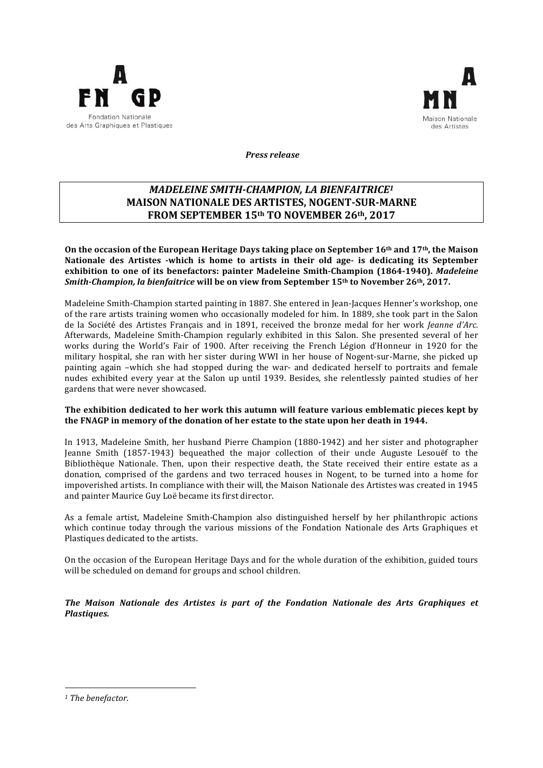FNAGP
Fondation Nationale des Arts Graphiques et Plastiques

MNA
Maison Nationale des Artistes

***Press release***

# *MADELEINE SMITH-CHAMPION, LA BIENFAITRICE*[1] MAISON NATIONALE DES ARTISTES, NOGENT-SUR-MARNE FROM SEPTEMBER 15th TO NOVEMBER 26th, 2017

**On the occasion of the European Heritage Days taking place on September 16th and 17th, the Maison Nationale des Artistes -which is home to artists in their old age- is dedicating its September exhibition to one of its benefactors: painter Madeleine Smith-Champion (1864-1940).** ***Madeleine Smith-Champion, la bienfaitrice*** **will be on view from September 15th to November 26th, 2017.**

Madeleine Smith-Champion started painting in 1887. She entered in Jean-Jacques Henner's workshop, one of the rare artists training women who occasionally modeled for him. In 1889, she took part in the Salon de la Société des Artistes Français and in 1891, received the bronze medal for her work *Jeanne d'Arc.* Afterwards, Madeleine Smith-Champion regularly exhibited in this Salon. She presented several of her works during the World's Fair of 1900. After receiving the French Légion d'Honneur in 1920 for the military hospital, she ran with her sister during WWI in her house of Nogent-sur-Marne, she picked up painting again –which she had stopped during the war- and dedicated herself to portraits and female nudes exhibited every year at the Salon up until 1939. Besides, she relentlessly painted studies of her gardens that were never showcased.

**The exhibition dedicated to her work this autumn will feature various emblematic pieces kept by the FNAGP in memory of the donation of her estate to the state upon her death in 1944.**

In 1913, Madeleine Smith, her husband Pierre Champion (1880-1942) and her sister and photographer Jeanne Smith (1857-1943) bequeathed the major collection of their uncle Auguste Lesouëf to the Bibliothèque Nationale. Then, upon their respective death, the State received their entire estate as a donation, comprised of the gardens and two terraced houses in Nogent, to be turned into a home for impoverished artists. In compliance with their will, the Maison Nationale des Artistes was created in 1945 and painter Maurice Guy Loë became its first director.

As a female artist, Madeleine Smith-Champion also distinguished herself by her philanthropic actions which continue today through the various missions of the Fondation Nationale des Arts Graphiques et Plastiques dedicated to the artists.

On the occasion of the European Heritage Days and for the whole duration of the exhibition, guided tours will be scheduled on demand for groups and school children.

***The Maison Nationale des Artistes is part of the Fondation Nationale des Arts Graphiques et Plastiques.***

---

[1] *The benefactor.*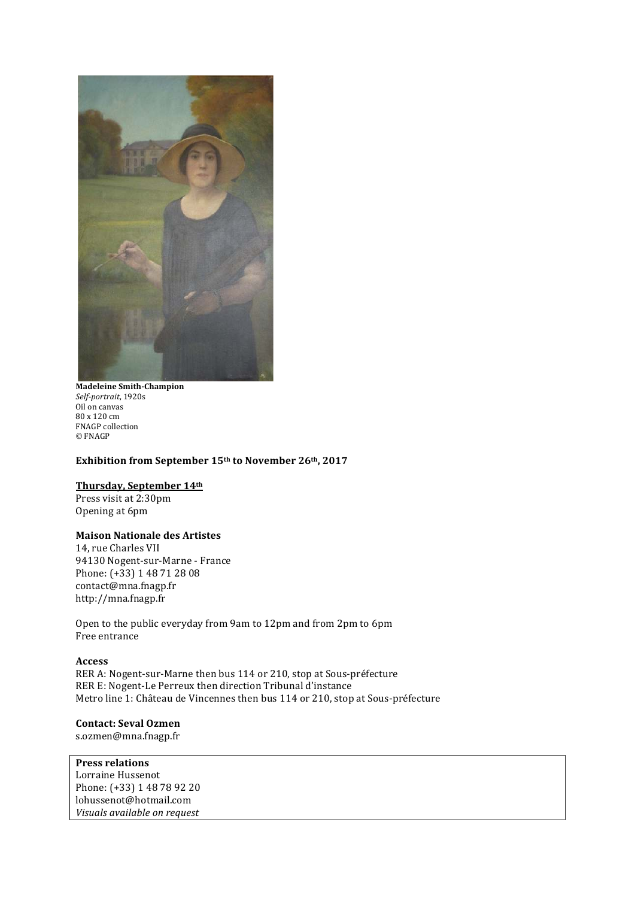**Madeleine Smith-Champion**
*Self-portrait*, 1920s
Oil on canvas
80 x 120 cm
FNAGP collection
© FNAGP

**Exhibition from September 15th to November 26th, 2017**

**Thursday, September 14th**
Press visit at 2:30pm
Opening at 6pm

**Maison Nationale des Artistes**
14, rue Charles VII
94130 Nogent-sur-Marne - France
Phone: (+33) 1 48 71 28 08
contact@mna.fnagp.fr
http://mna.fnagp.fr

Open to the public everyday from 9am to 12pm and from 2pm to 6pm
Free entrance

**Access**
RER A: Nogent-sur-Marne then bus 114 or 210, stop at Sous-préfecture
RER E: Nogent-Le Perreux then direction Tribunal d'instance
Metro line 1: Château de Vincennes then bus 114 or 210, stop at Sous-préfecture

**Contact: Seval Ozmen**
s.ozmen@mna.fnagp.fr

**Press relations**
Lorraine Hussenot
Phone: (+33) 1 48 78 92 20
lohussenot@hotmail.com
*Visuals available on request*